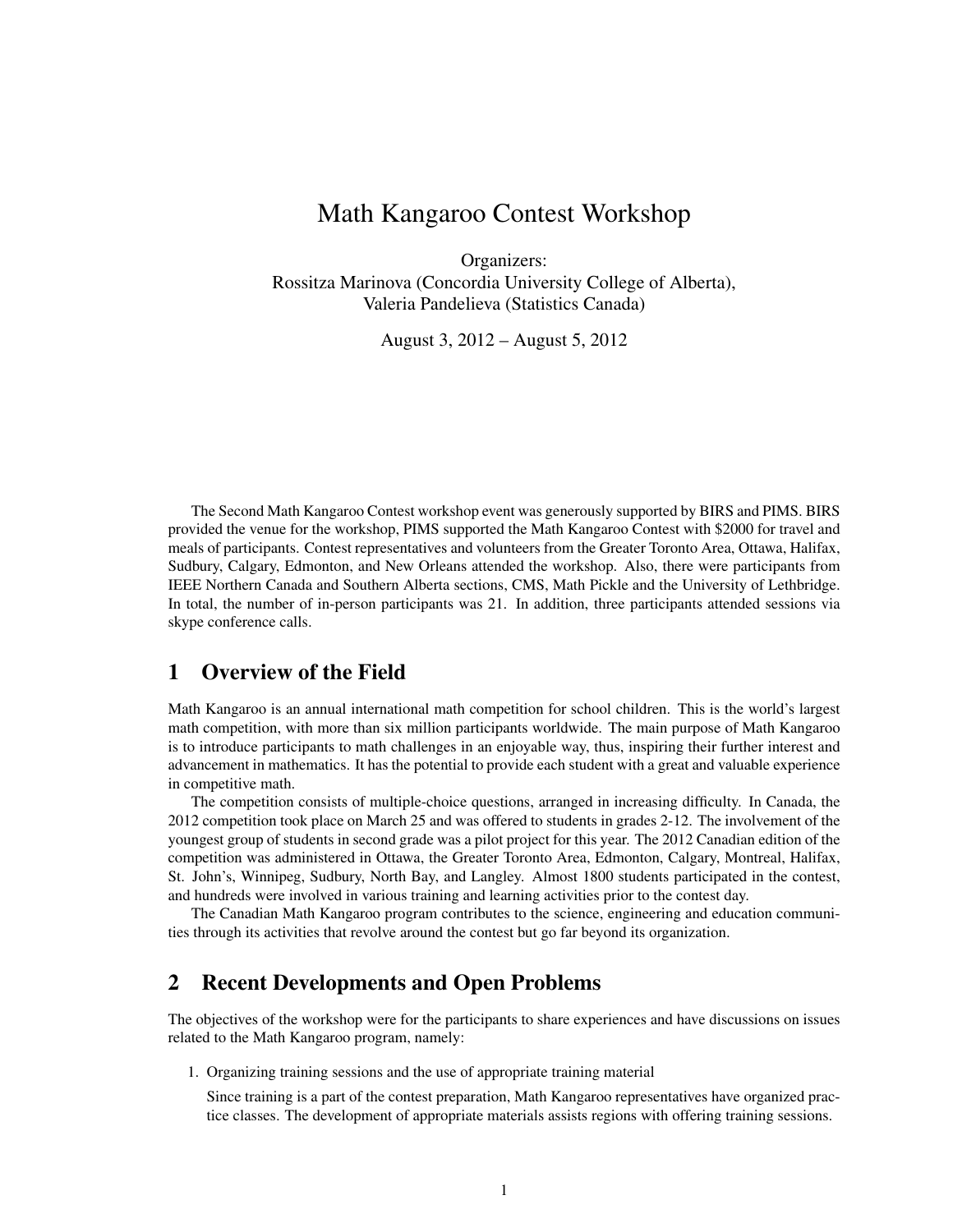# Math Kangaroo Contest Workshop

Organizers:
Rossitza Marinova (Concordia University College of Alberta),
Valeria Pandelieva (Statistics Canada)

August 3, 2012 – August 5, 2012

The Second Math Kangaroo Contest workshop event was generously supported by BIRS and PIMS. BIRS provided the venue for the workshop, PIMS supported the Math Kangaroo Contest with $2000 for travel and meals of participants. Contest representatives and volunteers from the Greater Toronto Area, Ottawa, Halifax, Sudbury, Calgary, Edmonton, and New Orleans attended the workshop. Also, there were participants from IEEE Northern Canada and Southern Alberta sections, CMS, Math Pickle and the University of Lethbridge. In total, the number of in-person participants was 21. In addition, three participants attended sessions via skype conference calls.

## 1 Overview of the Field

Math Kangaroo is an annual international math competition for school children. This is the world's largest math competition, with more than six million participants worldwide. The main purpose of Math Kangaroo is to introduce participants to math challenges in an enjoyable way, thus, inspiring their further interest and advancement in mathematics. It has the potential to provide each student with a great and valuable experience in competitive math.

The competition consists of multiple-choice questions, arranged in increasing difficulty. In Canada, the 2012 competition took place on March 25 and was offered to students in grades 2-12. The involvement of the youngest group of students in second grade was a pilot project for this year. The 2012 Canadian edition of the competition was administered in Ottawa, the Greater Toronto Area, Edmonton, Calgary, Montreal, Halifax, St. John's, Winnipeg, Sudbury, North Bay, and Langley. Almost 1800 students participated in the contest, and hundreds were involved in various training and learning activities prior to the contest day.

The Canadian Math Kangaroo program contributes to the science, engineering and education communities through its activities that revolve around the contest but go far beyond its organization.

## 2 Recent Developments and Open Problems

The objectives of the workshop were for the participants to share experiences and have discussions on issues related to the Math Kangaroo program, namely:

1. Organizing training sessions and the use of appropriate training material

   Since training is a part of the contest preparation, Math Kangaroo representatives have organized practice classes. The development of appropriate materials assists regions with offering training sessions.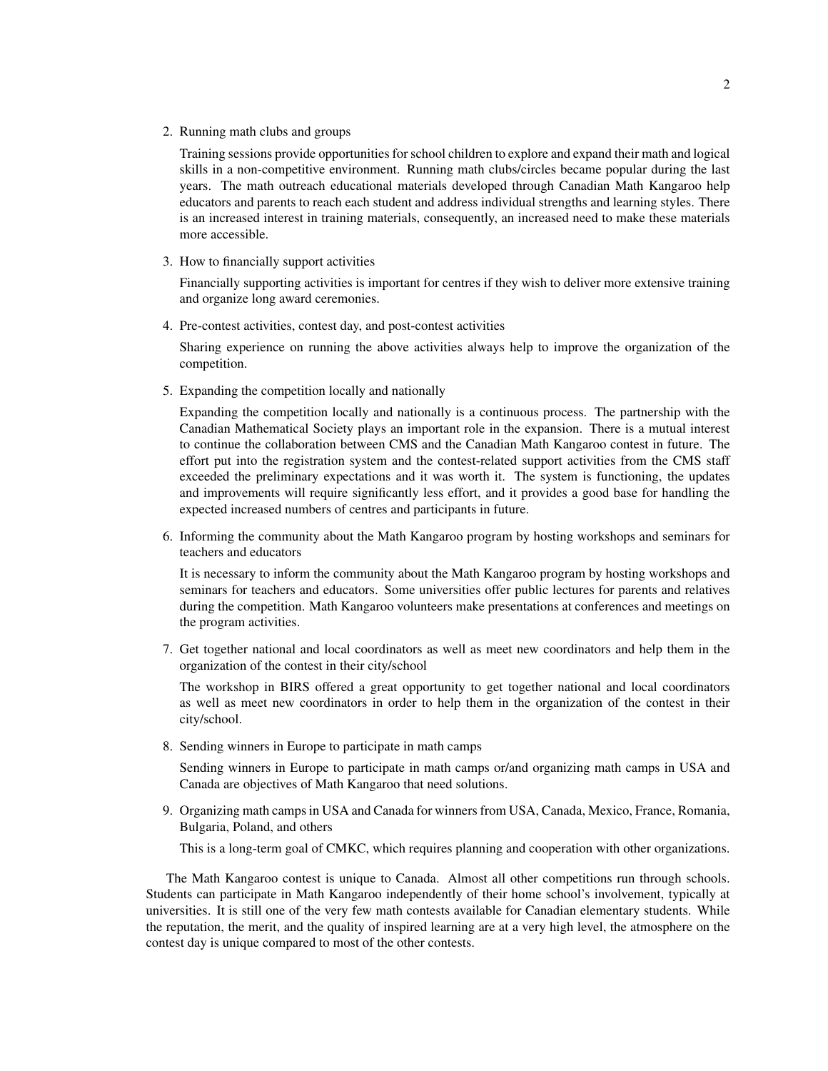2. Running math clubs and groups

   Training sessions provide opportunities for school children to explore and expand their math and logical skills in a non-competitive environment. Running math clubs/circles became popular during the last years. The math outreach educational materials developed through Canadian Math Kangaroo help educators and parents to reach each student and address individual strengths and learning styles. There is an increased interest in training materials, consequently, an increased need to make these materials more accessible.

3. How to financially support activities

   Financially supporting activities is important for centres if they wish to deliver more extensive training and organize long award ceremonies.

4. Pre-contest activities, contest day, and post-contest activities

   Sharing experience on running the above activities always help to improve the organization of the competition.

5. Expanding the competition locally and nationally

   Expanding the competition locally and nationally is a continuous process. The partnership with the Canadian Mathematical Society plays an important role in the expansion. There is a mutual interest to continue the collaboration between CMS and the Canadian Math Kangaroo contest in future. The effort put into the registration system and the contest-related support activities from the CMS staff exceeded the preliminary expectations and it was worth it. The system is functioning, the updates and improvements will require significantly less effort, and it provides a good base for handling the expected increased numbers of centres and participants in future.

6. Informing the community about the Math Kangaroo program by hosting workshops and seminars for teachers and educators

   It is necessary to inform the community about the Math Kangaroo program by hosting workshops and seminars for teachers and educators. Some universities offer public lectures for parents and relatives during the competition. Math Kangaroo volunteers make presentations at conferences and meetings on the program activities.

7. Get together national and local coordinators as well as meet new coordinators and help them in the organization of the contest in their city/school

   The workshop in BIRS offered a great opportunity to get together national and local coordinators as well as meet new coordinators in order to help them in the organization of the contest in their city/school.

8. Sending winners in Europe to participate in math camps

   Sending winners in Europe to participate in math camps or/and organizing math camps in USA and Canada are objectives of Math Kangaroo that need solutions.

9. Organizing math camps in USA and Canada for winners from USA, Canada, Mexico, France, Romania, Bulgaria, Poland, and others

   This is a long-term goal of CMKC, which requires planning and cooperation with other organizations.

The Math Kangaroo contest is unique to Canada. Almost all other competitions run through schools. Students can participate in Math Kangaroo independently of their home school's involvement, typically at universities. It is still one of the very few math contests available for Canadian elementary students. While the reputation, the merit, and the quality of inspired learning are at a very high level, the atmosphere on the contest day is unique compared to most of the other contests.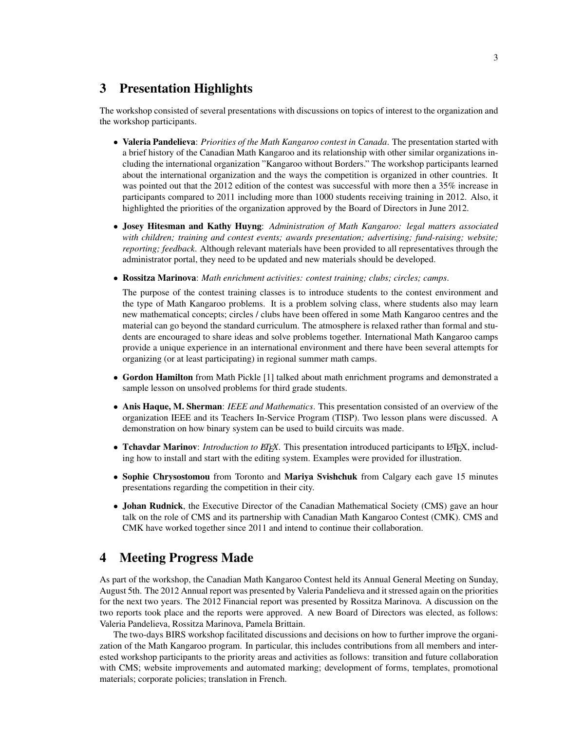## 3 Presentation Highlights

The workshop consisted of several presentations with discussions on topics of interest to the organization and the workshop participants.

- **Valeria Pandelieva**: *Priorities of the Math Kangaroo contest in Canada*. The presentation started with a brief history of the Canadian Math Kangaroo and its relationship with other similar organizations including the international organization "Kangaroo without Borders." The workshop participants learned about the international organization and the ways the competition is organized in other countries. It was pointed out that the 2012 edition of the contest was successful with more then a 35% increase in participants compared to 2011 including more than 1000 students receiving training in 2012. Also, it highlighted the priorities of the organization approved by the Board of Directors in June 2012.

- **Josey Hitesman and Kathy Huyng**: *Administration of Math Kangaroo: legal matters associated with children; training and contest events; awards presentation; advertising; fund-raising; website; reporting; feedback*. Although relevant materials have been provided to all representatives through the administrator portal, they need to be updated and new materials should be developed.

- **Rossitza Marinova**: *Math enrichment activities: contest training; clubs; circles; camps*.

  The purpose of the contest training classes is to introduce students to the contest environment and the type of Math Kangaroo problems. It is a problem solving class, where students also may learn new mathematical concepts; circles / clubs have been offered in some Math Kangaroo centres and the material can go beyond the standard curriculum. The atmosphere is relaxed rather than formal and students are encouraged to share ideas and solve problems together. International Math Kangaroo camps provide a unique experience in an international environment and there have been several attempts for organizing (or at least participating) in regional summer math camps.

- **Gordon Hamilton** from Math Pickle [1] talked about math enrichment programs and demonstrated a sample lesson on unsolved problems for third grade students.

- **Anis Haque, M. Sherman**: *IEEE and Mathematics*. This presentation consisted of an overview of the organization IEEE and its Teachers In-Service Program (TISP). Two lesson plans were discussed. A demonstration on how binary system can be used to build circuits was made.

- **Tchavdar Marinov**: *Introduction to LaTeX*. This presentation introduced participants to LaTeX, including how to install and start with the editing system. Examples were provided for illustration.

- **Sophie Chrysostomou** from Toronto and **Mariya Svishchuk** from Calgary each gave 15 minutes presentations regarding the competition in their city.

- **Johan Rudnick**, the Executive Director of the Canadian Mathematical Society (CMS) gave an hour talk on the role of CMS and its partnership with Canadian Math Kangaroo Contest (CMK). CMS and CMK have worked together since 2011 and intend to continue their collaboration.

## 4 Meeting Progress Made

As part of the workshop, the Canadian Math Kangaroo Contest held its Annual General Meeting on Sunday, August 5th. The 2012 Annual report was presented by Valeria Pandelieva and it stressed again on the priorities for the next two years. The 2012 Financial report was presented by Rossitza Marinova. A discussion on the two reports took place and the reports were approved. A new Board of Directors was elected, as follows: Valeria Pandelieva, Rossitza Marinova, Pamela Brittain.

The two-days BIRS workshop facilitated discussions and decisions on how to further improve the organization of the Math Kangaroo program. In particular, this includes contributions from all members and interested workshop participants to the priority areas and activities as follows: transition and future collaboration with CMS; website improvements and automated marking; development of forms, templates, promotional materials; corporate policies; translation in French.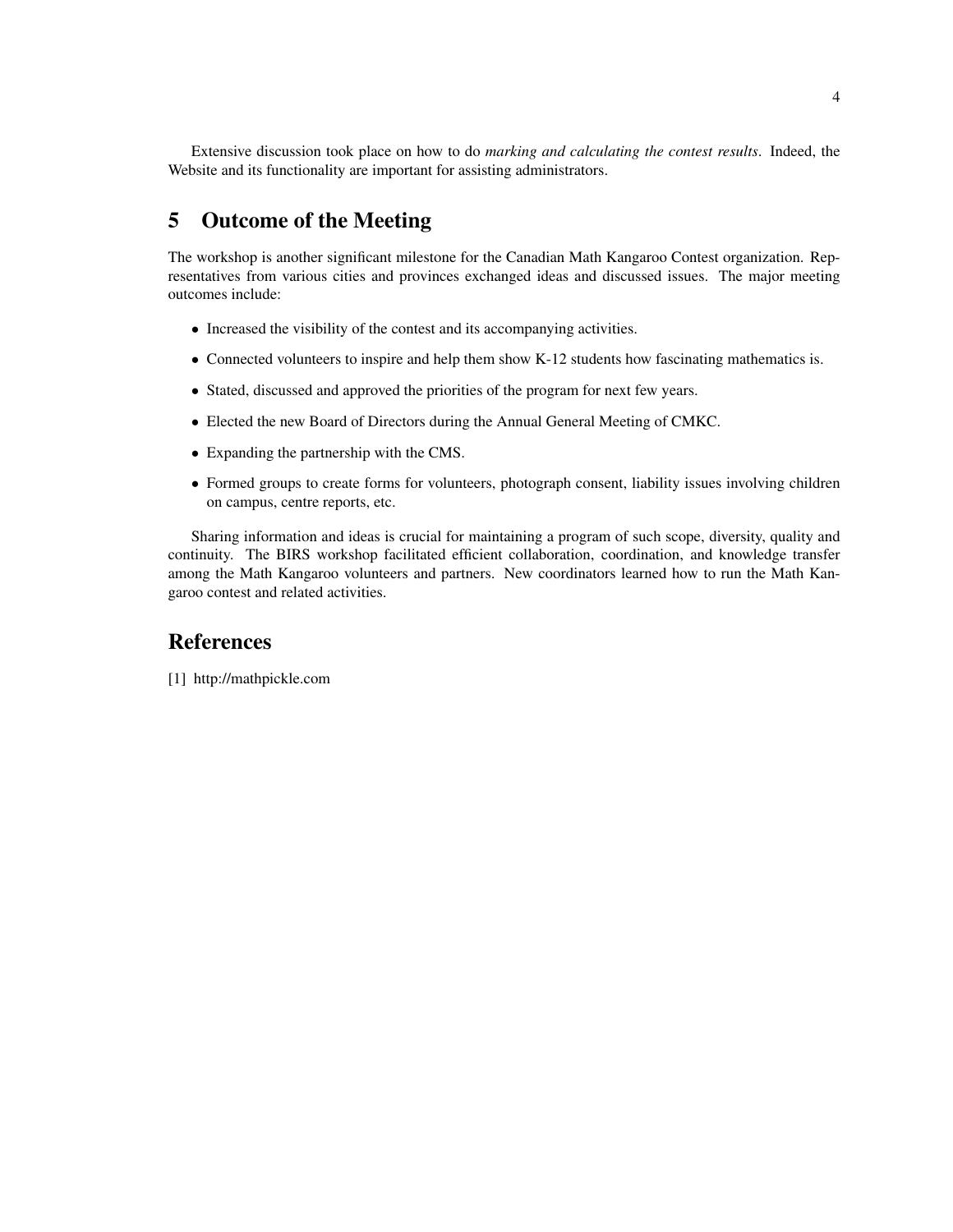Extensive discussion took place on how to do *marking and calculating the contest results*. Indeed, the Website and its functionality are important for assisting administrators.

## 5 Outcome of the Meeting

The workshop is another significant milestone for the Canadian Math Kangaroo Contest organization. Representatives from various cities and provinces exchanged ideas and discussed issues. The major meeting outcomes include:

- Increased the visibility of the contest and its accompanying activities.
- Connected volunteers to inspire and help them show K-12 students how fascinating mathematics is.
- Stated, discussed and approved the priorities of the program for next few years.
- Elected the new Board of Directors during the Annual General Meeting of CMKC.
- Expanding the partnership with the CMS.
- Formed groups to create forms for volunteers, photograph consent, liability issues involving children on campus, centre reports, etc.

Sharing information and ideas is crucial for maintaining a program of such scope, diversity, quality and continuity. The BIRS workshop facilitated efficient collaboration, coordination, and knowledge transfer among the Math Kangaroo volunteers and partners. New coordinators learned how to run the Math Kangaroo contest and related activities.

## References

[1] http://mathpickle.com